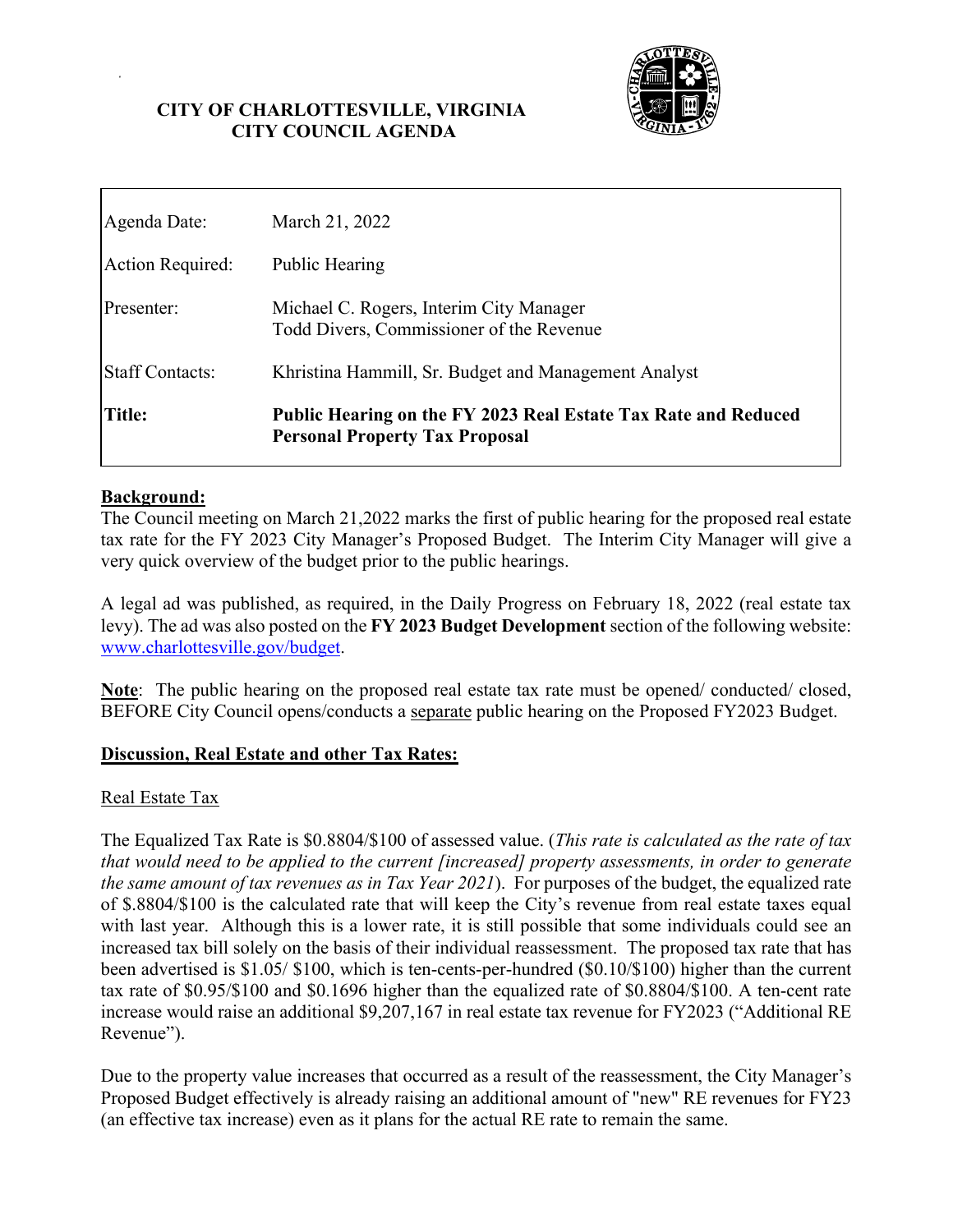# CITY OF CHARLOTTESVILLE, VIRGINIA
# CITY COUNCIL AGENDA

| | |
|---|---|
| Agenda Date: | March 21, 2022 |
| Action Required: | Public Hearing |
| Presenter: | Michael C. Rogers, Interim City Manager<br>Todd Divers, Commissioner of the Revenue |
| Staff Contacts: | Khristina Hammill, Sr. Budget and Management Analyst |
| **Title:** | **Public Hearing on the FY 2023 Real Estate Tax Rate and Reduced Personal Property Tax Proposal** |

## Background:

The Council meeting on March 21,2022 marks the first of public hearing for the proposed real estate tax rate for the FY 2023 City Manager's Proposed Budget. The Interim City Manager will give a very quick overview of the budget prior to the public hearings.

A legal ad was published, as required, in the Daily Progress on February 18, 2022 (real estate tax levy). The ad was also posted on the **FY 2023 Budget Development** section of the following website: www.charlottesville.gov/budget.

**Note**: The public hearing on the proposed real estate tax rate must be opened/ conducted/ closed, BEFORE City Council opens/conducts a separate public hearing on the Proposed FY2023 Budget.

## Discussion, Real Estate and other Tax Rates:

### Real Estate Tax

The Equalized Tax Rate is $0.8804/$100 of assessed value. (*This rate is calculated as the rate of tax that would need to be applied to the current [increased] property assessments, in order to generate the same amount of tax revenues as in Tax Year 2021*). For purposes of the budget, the equalized rate of $.8804/$100 is the calculated rate that will keep the City's revenue from real estate taxes equal with last year. Although this is a lower rate, it is still possible that some individuals could see an increased tax bill solely on the basis of their individual reassessment. The proposed tax rate that has been advertised is $1.05/ $100, which is ten-cents-per-hundred ($0.10/$100) higher than the current tax rate of $0.95/$100 and $0.1696 higher than the equalized rate of $0.8804/$100. A ten-cent rate increase would raise an additional $9,207,167 in real estate tax revenue for FY2023 ("Additional RE Revenue").

Due to the property value increases that occurred as a result of the reassessment, the City Manager's Proposed Budget effectively is already raising an additional amount of "new" RE revenues for FY23 (an effective tax increase) even as it plans for the actual RE rate to remain the same.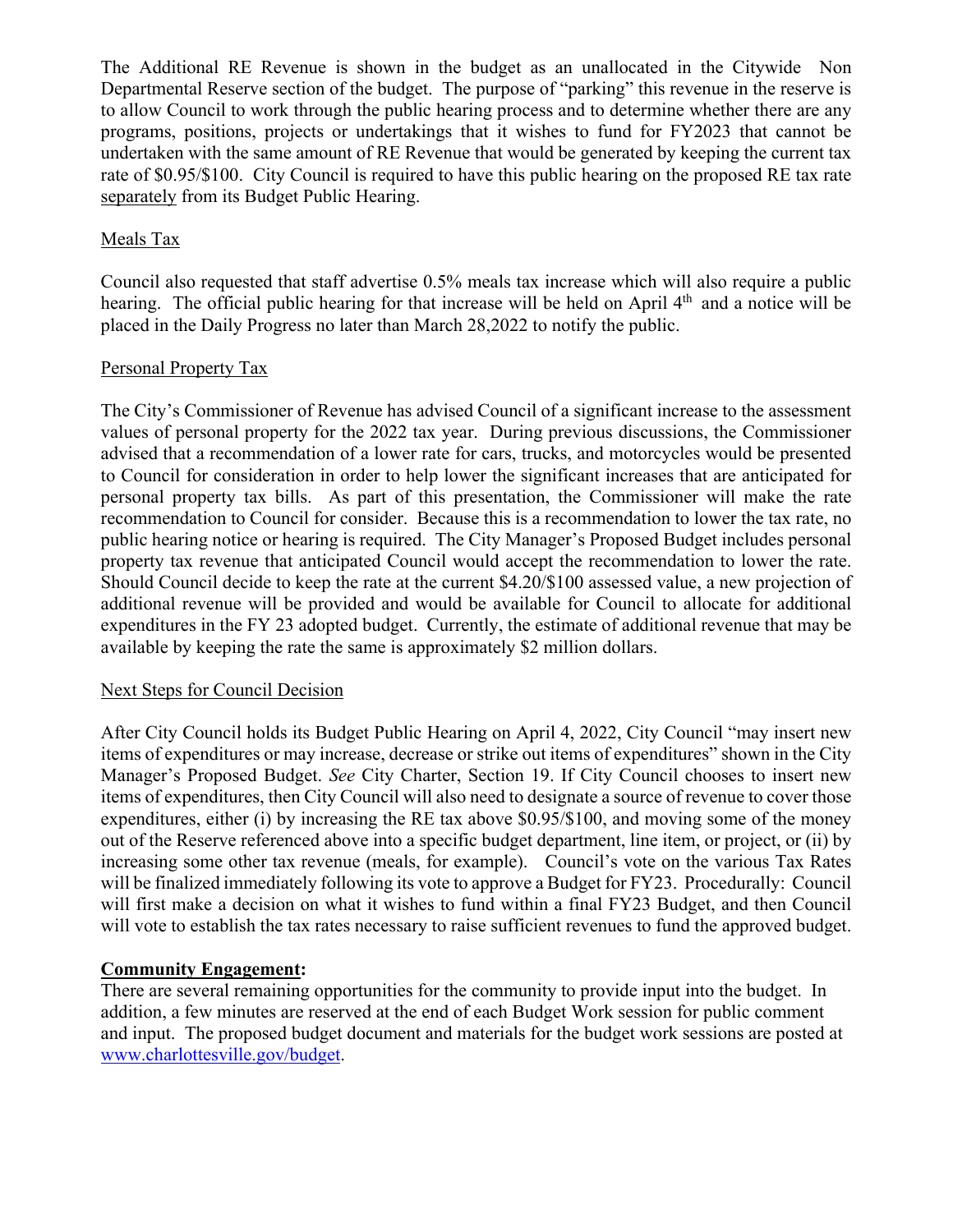The Additional RE Revenue is shown in the budget as an unallocated in the Citywide Non Departmental Reserve section of the budget. The purpose of "parking" this revenue in the reserve is to allow Council to work through the public hearing process and to determine whether there are any programs, positions, projects or undertakings that it wishes to fund for FY2023 that cannot be undertaken with the same amount of RE Revenue that would be generated by keeping the current tax rate of $0.95/$100. City Council is required to have this public hearing on the proposed RE tax rate separately from its Budget Public Hearing.

Meals Tax

Council also requested that staff advertise 0.5% meals tax increase which will also require a public hearing. The official public hearing for that increase will be held on April 4th and a notice will be placed in the Daily Progress no later than March 28,2022 to notify the public.

Personal Property Tax

The City's Commissioner of Revenue has advised Council of a significant increase to the assessment values of personal property for the 2022 tax year. During previous discussions, the Commissioner advised that a recommendation of a lower rate for cars, trucks, and motorcycles would be presented to Council for consideration in order to help lower the significant increases that are anticipated for personal property tax bills. As part of this presentation, the Commissioner will make the rate recommendation to Council for consider. Because this is a recommendation to lower the tax rate, no public hearing notice or hearing is required. The City Manager's Proposed Budget includes personal property tax revenue that anticipated Council would accept the recommendation to lower the rate. Should Council decide to keep the rate at the current $4.20/$100 assessed value, a new projection of additional revenue will be provided and would be available for Council to allocate for additional expenditures in the FY 23 adopted budget. Currently, the estimate of additional revenue that may be available by keeping the rate the same is approximately $2 million dollars.

Next Steps for Council Decision

After City Council holds its Budget Public Hearing on April 4, 2022, City Council "may insert new items of expenditures or may increase, decrease or strike out items of expenditures" shown in the City Manager's Proposed Budget. *See* City Charter, Section 19. If City Council chooses to insert new items of expenditures, then City Council will also need to designate a source of revenue to cover those expenditures, either (i) by increasing the RE tax above $0.95/$100, and moving some of the money out of the Reserve referenced above into a specific budget department, line item, or project, or (ii) by increasing some other tax revenue (meals, for example). Council's vote on the various Tax Rates will be finalized immediately following its vote to approve a Budget for FY23. Procedurally: Council will first make a decision on what it wishes to fund within a final FY23 Budget, and then Council will vote to establish the tax rates necessary to raise sufficient revenues to fund the approved budget.

**Community Engagement:**

There are several remaining opportunities for the community to provide input into the budget. In addition, a few minutes are reserved at the end of each Budget Work session for public comment and input. The proposed budget document and materials for the budget work sessions are posted at www.charlottesville.gov/budget.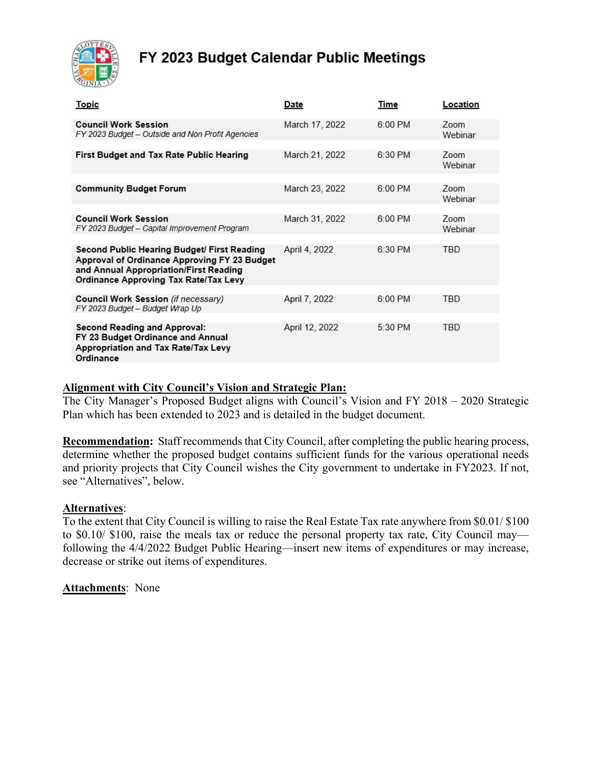# FY 2023 Budget Calendar Public Meetings

| Topic | Date | Time | Location |
|---|---|---|---|
| **Council Work Session** *FY 2023 Budget – Outside and Non Profit Agencies* | March 17, 2022 | 6:00 PM | Zoom Webinar |
| **First Budget and Tax Rate Public Hearing** | March 21, 2022 | 6:30 PM | Zoom Webinar |
| **Community Budget Forum** | March 23, 2022 | 6:00 PM | Zoom Webinar |
| **Council Work Session** *FY 2023 Budget – Capital Improvement Program* | March 31, 2022 | 6:00 PM | Zoom Webinar |
| **Second Public Hearing Budget/ First Reading Approval of Ordinance Approving FY 23 Budget and Annual Appropriation/First Reading Ordinance Approving Tax Rate/Tax Levy** | April 4, 2022 | 6:30 PM | TBD |
| **Council Work Session** *(if necessary)* *FY 2023 Budget – Budget Wrap Up* | April 7, 2022 | 6:00 PM | TBD |
| **Second Reading and Approval: FY 23 Budget Ordinance and Annual Appropriation and Tax Rate/Tax Levy Ordinance** | April 12, 2022 | 5:30 PM | TBD |

**Alignment with City Council's Vision and Strategic Plan:**
The City Manager's Proposed Budget aligns with Council's Vision and FY 2018 – 2020 Strategic Plan which has been extended to 2023 and is detailed in the budget document.

**Recommendation:** Staff recommends that City Council, after completing the public hearing process, determine whether the proposed budget contains sufficient funds for the various operational needs and priority projects that City Council wishes the City government to undertake in FY2023. If not, see "Alternatives", below.

**Alternatives**:
To the extent that City Council is willing to raise the Real Estate Tax rate anywhere from $0.01/ $100 to $0.10/ $100, raise the meals tax or reduce the personal property tax rate, City Council may—following the 4/4/2022 Budget Public Hearing—insert new items of expenditures or may increase, decrease or strike out items of expenditures.

**Attachments**: None